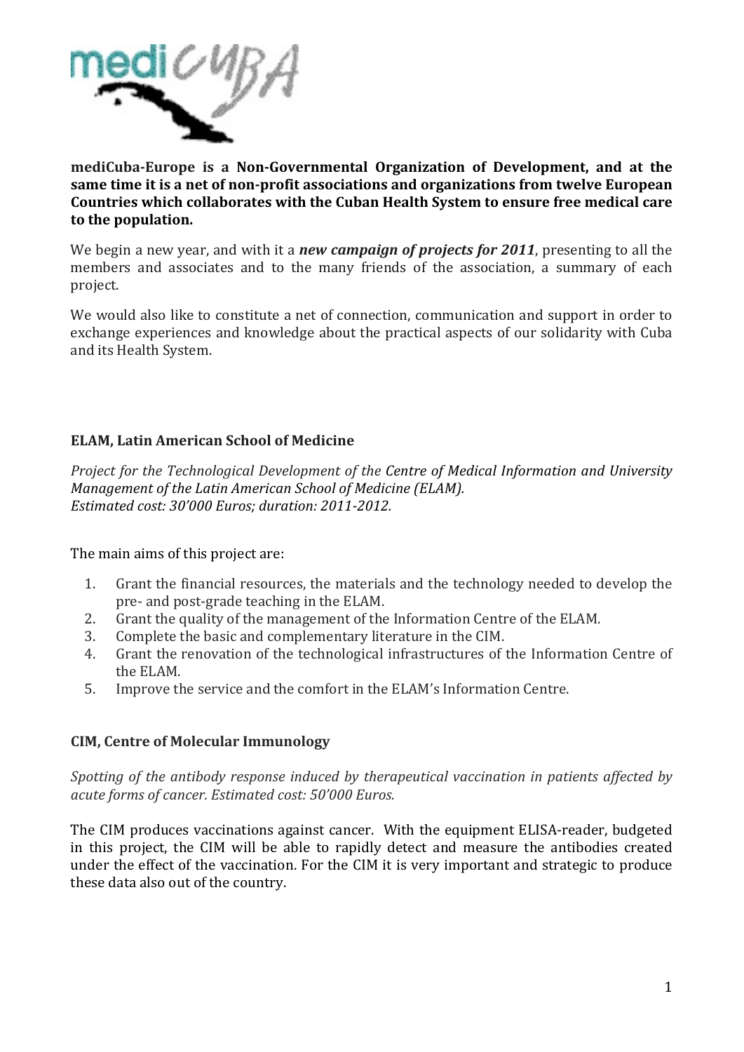**mediCuba-Europe is a Non-Governmental Organization of Development, and at the same time it is a net of non-profit associations and organizations from twelve European Countries which collaborates with the Cuban Health System to ensure free medical care to the population.**

We begin a new year, and with it a ***new campaign of projects for 2011***, presenting to all the members and associates and to the many friends of the association, a summary of each project.

We would also like to constitute a net of connection, communication and support in order to exchange experiences and knowledge about the practical aspects of our solidarity with Cuba and its Health System.

### ELAM, Latin American School of Medicine

*Project for the Technological Development of the Centre of Medical Information and University Management of the Latin American School of Medicine (ELAM).*
*Estimated cost: 30'000 Euros; duration: 2011-2012.*

The main aims of this project are:

1. Grant the financial resources, the materials and the technology needed to develop the pre- and post-grade teaching in the ELAM.
2. Grant the quality of the management of the Information Centre of the ELAM.
3. Complete the basic and complementary literature in the CIM.
4. Grant the renovation of the technological infrastructures of the Information Centre of the ELAM.
5. Improve the service and the comfort in the ELAM's Information Centre.

### CIM, Centre of Molecular Immunology

*Spotting of the antibody response induced by therapeutical vaccination in patients affected by acute forms of cancer. Estimated cost: 50'000 Euros.*

The CIM produces vaccinations against cancer. With the equipment ELISA-reader, budgeted in this project, the CIM will be able to rapidly detect and measure the antibodies created under the effect of the vaccination. For the CIM it is very important and strategic to produce these data also out of the country.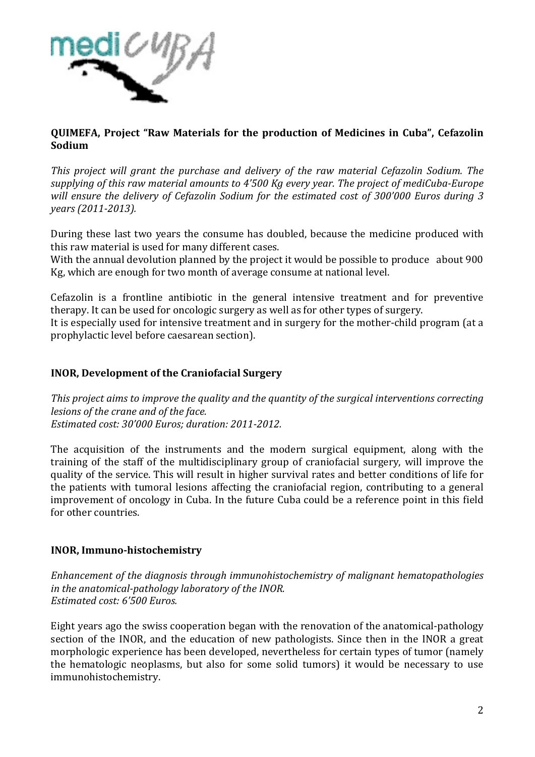**QUIMEFA, Project "Raw Materials for the production of Medicines in Cuba", Cefazolin Sodium**

*This project will grant the purchase and delivery of the raw material Cefazolin Sodium. The supplying of this raw material amounts to 4'500 Kg every year. The project of mediCuba-Europe will ensure the delivery of Cefazolin Sodium for the estimated cost of 300'000 Euros during 3 years (2011-2013).*

During these last two years the consume has doubled, because the medicine produced with this raw material is used for many different cases.
With the annual devolution planned by the project it would be possible to produce about 900 Kg, which are enough for two month of average consume at national level.

Cefazolin is a frontline antibiotic in the general intensive treatment and for preventive therapy. It can be used for oncologic surgery as well as for other types of surgery.
It is especially used for intensive treatment and in surgery for the mother-child program (at a prophylactic level before caesarean section).

**INOR, Development of the Craniofacial Surgery**

*This project aims to improve the quality and the quantity of the surgical interventions correcting lesions of the crane and of the face.*
*Estimated cost: 30'000 Euros; duration: 2011-2012.*

The acquisition of the instruments and the modern surgical equipment, along with the training of the staff of the multidisciplinary group of craniofacial surgery, will improve the quality of the service. This will result in higher survival rates and better conditions of life for the patients with tumoral lesions affecting the craniofacial region, contributing to a general improvement of oncology in Cuba. In the future Cuba could be a reference point in this field for other countries.

**INOR, Immuno-histochemistry**

*Enhancement of the diagnosis through immunohistochemistry of malignant hematopathologies in the anatomical-pathology laboratory of the INOR.*
*Estimated cost: 6'500 Euros.*

Eight years ago the swiss cooperation began with the renovation of the anatomical-pathology section of the INOR, and the education of new pathologists. Since then in the INOR a great morphologic experience has been developed, nevertheless for certain types of tumor (namely the hematologic neoplasms, but also for some solid tumors) it would be necessary to use immunohistochemistry.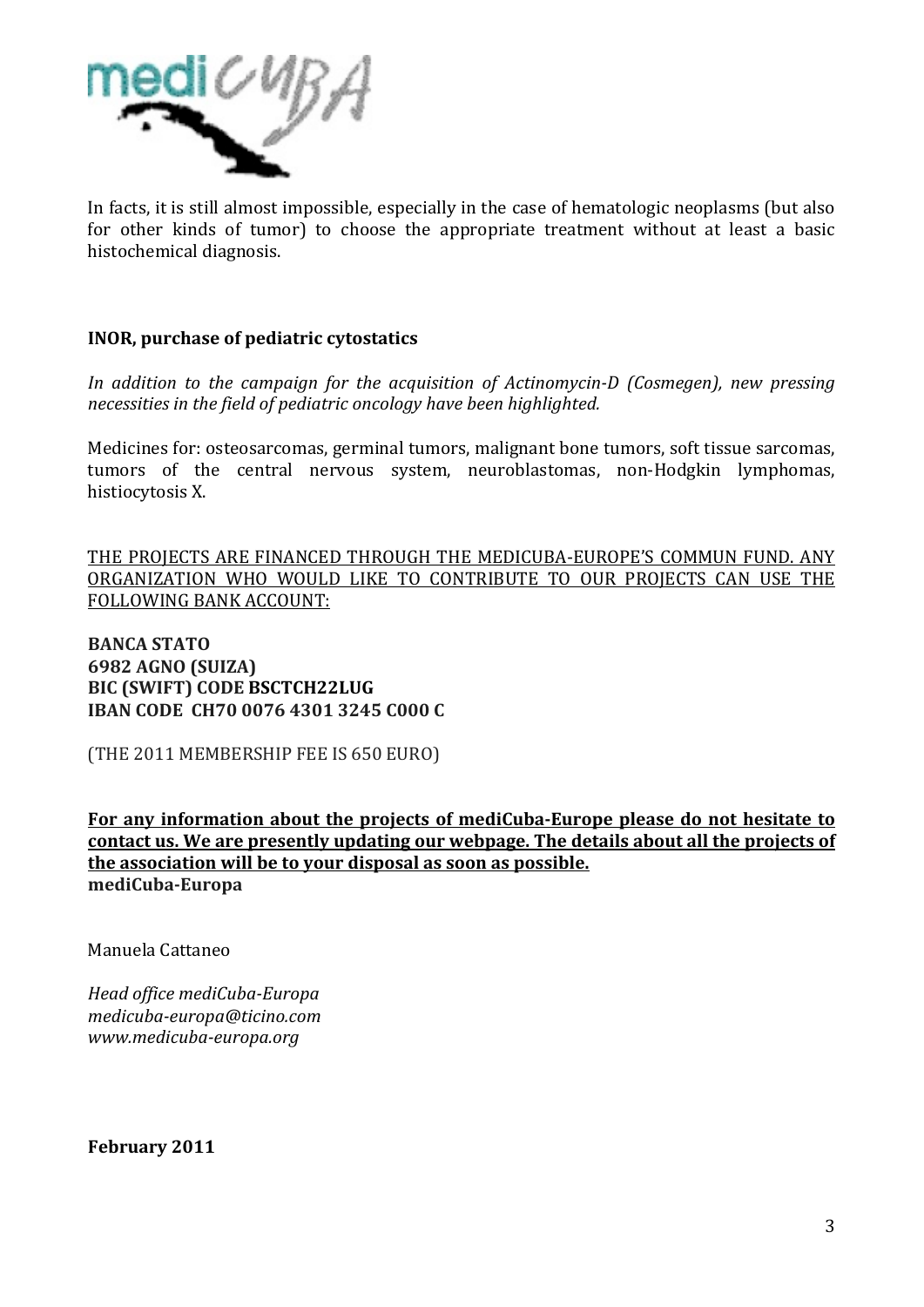In facts, it is still almost impossible, especially in the case of hematologic neoplasms (but also for other kinds of tumor) to choose the appropriate treatment without at least a basic histochemical diagnosis.

**INOR, purchase of pediatric cytostatics**

*In addition to the campaign for the acquisition of Actinomycin-D (Cosmegen), new pressing necessities in the field of pediatric oncology have been highlighted.*

Medicines for: osteosarcomas, germinal tumors, malignant bone tumors, soft tissue sarcomas, tumors of the central nervous system, neuroblastomas, non-Hodgkin lymphomas, histiocytosis X.

<u>THE PROJECTS ARE FINANCED THROUGH THE MEDICUBA-EUROPE'S COMMUN FUND. ANY ORGANIZATION WHO WOULD LIKE TO CONTRIBUTE TO OUR PROJECTS CAN USE THE FOLLOWING BANK ACCOUNT:</u>

**BANCA STATO**
**6982 AGNO (SUIZA)**
**BIC (SWIFT) CODE BSCTCH22LUG**
**IBAN CODE CH70 0076 4301 3245 C000 C**

(THE 2011 MEMBERSHIP FEE IS 650 EURO)

**<u>For any information about the projects of mediCuba-Europe please do not hesitate to contact us. We are presently updating our webpage. The details about all the projects of the association will be to your disposal as soon as possible.</u>**
**mediCuba-Europa**

Manuela Cattaneo

*Head office mediCuba-Europa*
*medicuba-europa@ticino.com*
*www.medicuba-europa.org*

**February 2011**